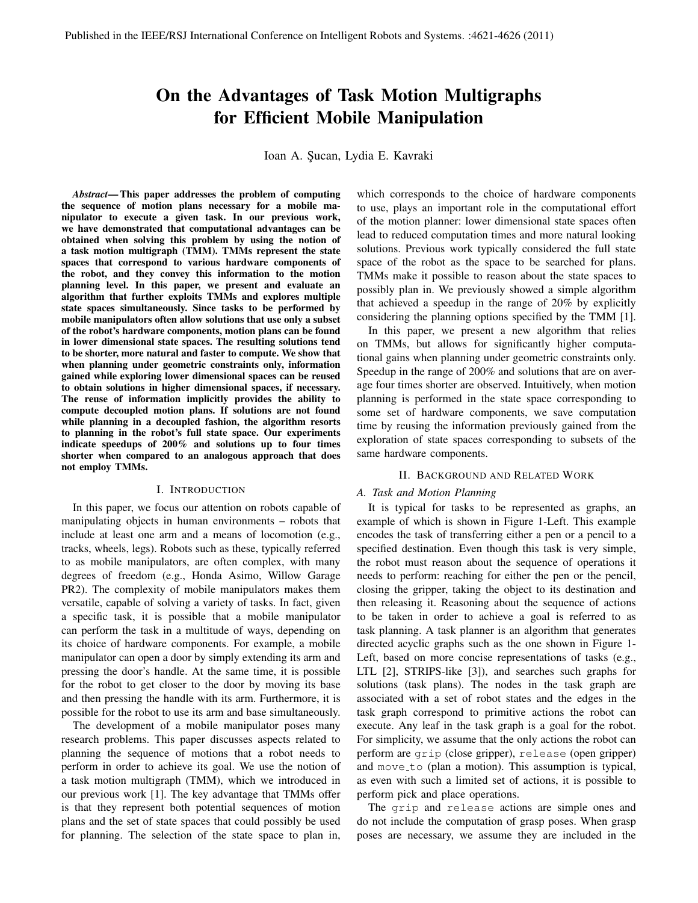Published in the IEEE/RSJ International Conference on Intelligent Robots and Systems. :4621-4626 (2011)

# On the Advantages of Task Motion Multigraphs for Efficient Mobile Manipulation

Ioan A. Şucan, Lydia E. Kavraki

***Abstract*— This paper addresses the problem of computing the sequence of motion plans necessary for a mobile manipulator to execute a given task. In our previous work, we have demonstrated that computational advantages can be obtained when solving this problem by using the notion of a task motion multigraph (TMM). TMMs represent the state spaces that correspond to various hardware components of the robot, and they convey this information to the motion planning level. In this paper, we present and evaluate an algorithm that further exploits TMMs and explores multiple state spaces simultaneously. Since tasks to be performed by mobile manipulators often allow solutions that use only a subset of the robot's hardware components, motion plans can be found in lower dimensional state spaces. The resulting solutions tend to be shorter, more natural and faster to compute. We show that when planning under geometric constraints only, information gained while exploring lower dimensional spaces can be reused to obtain solutions in higher dimensional spaces, if necessary. The reuse of information implicitly provides the ability to compute decoupled motion plans. If solutions are not found while planning in a decoupled fashion, the algorithm resorts to planning in the robot's full state space. Our experiments indicate speedups of 200% and solutions up to four times shorter when compared to an analogous approach that does not employ TMMs.**

## I. Introduction

In this paper, we focus our attention on robots capable of manipulating objects in human environments – robots that include at least one arm and a means of locomotion (e.g., tracks, wheels, legs). Robots such as these, typically referred to as mobile manipulators, are often complex, with many degrees of freedom (e.g., Honda Asimo, Willow Garage PR2). The complexity of mobile manipulators makes them versatile, capable of solving a variety of tasks. In fact, given a specific task, it is possible that a mobile manipulator can perform the task in a multitude of ways, depending on its choice of hardware components. For example, a mobile manipulator can open a door by simply extending its arm and pressing the door's handle. At the same time, it is possible for the robot to get closer to the door by moving its base and then pressing the handle with its arm. Furthermore, it is possible for the robot to use its arm and base simultaneously.

The development of a mobile manipulator poses many research problems. This paper discusses aspects related to planning the sequence of motions that a robot needs to perform in order to achieve its goal. We use the notion of a task motion multigraph (TMM), which we introduced in our previous work [1]. The key advantage that TMMs offer is that they represent both potential sequences of motion plans and the set of state spaces that could possibly be used for planning. The selection of the state space to plan in, which corresponds to the choice of hardware components to use, plays an important role in the computational effort of the motion planner: lower dimensional state spaces often lead to reduced computation times and more natural looking solutions. Previous work typically considered the full state space of the robot as the space to be searched for plans. TMMs make it possible to reason about the state spaces to possibly plan in. We previously showed a simple algorithm that achieved a speedup in the range of 20% by explicitly considering the planning options specified by the TMM [1].

In this paper, we present a new algorithm that relies on TMMs, but allows for significantly higher computational gains when planning under geometric constraints only. Speedup in the range of 200% and solutions that are on average four times shorter are observed. Intuitively, when motion planning is performed in the state space corresponding to some set of hardware components, we save computation time by reusing the information previously gained from the exploration of state spaces corresponding to subsets of the same hardware components.

## II. Background and Related Work

### A. Task and Motion Planning

It is typical for tasks to be represented as graphs, an example of which is shown in Figure 1-Left. This example encodes the task of transferring either a pen or a pencil to a specified destination. Even though this task is very simple, the robot must reason about the sequence of operations it needs to perform: reaching for either the pen or the pencil, closing the gripper, taking the object to its destination and then releasing it. Reasoning about the sequence of actions to be taken in order to achieve a goal is referred to as task planning. A task planner is an algorithm that generates directed acyclic graphs such as the one shown in Figure 1-Left, based on more concise representations of tasks (e.g., LTL [2], STRIPS-like [3]), and searches such graphs for solutions (task plans). The nodes in the task graph are associated with a set of robot states and the edges in the task graph correspond to primitive actions the robot can execute. Any leaf in the task graph is a goal for the robot. For simplicity, we assume that the only actions the robot can perform are `grip` (close gripper), `release` (open gripper) and `move_to` (plan a motion). This assumption is typical, as even with such a limited set of actions, it is possible to perform pick and place operations.

The `grip` and `release` actions are simple ones and do not include the computation of grasp poses. When grasp poses are necessary, we assume they are included in the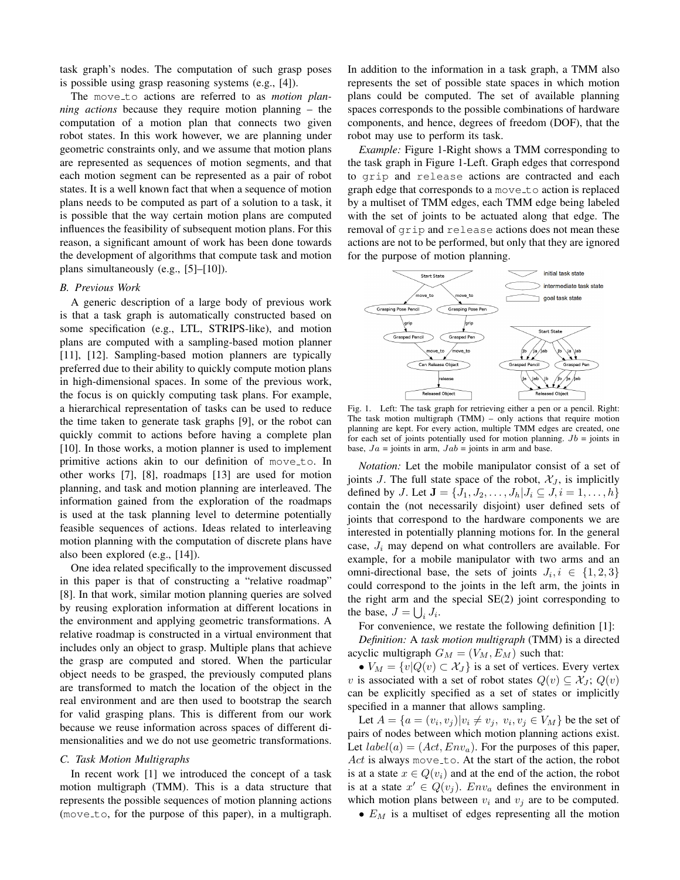task graph's nodes. The computation of such grasp poses is possible using grasp reasoning systems (e.g., [4]).

The move_to actions are referred to as *motion planning actions* because they require motion planning – the computation of a motion plan that connects two given robot states. In this work however, we are planning under geometric constraints only, and we assume that motion plans are represented as sequences of motion segments, and that each motion segment can be represented as a pair of robot states. It is a well known fact that when a sequence of motion plans needs to be computed as part of a solution to a task, it is possible that the way certain motion plans are computed influences the feasibility of subsequent motion plans. For this reason, a significant amount of work has been done towards the development of algorithms that compute task and motion plans simultaneously (e.g., [5]–[10]).

### B. Previous Work

A generic description of a large body of previous work is that a task graph is automatically constructed based on some specification (e.g., LTL, STRIPS-like), and motion plans are computed with a sampling-based motion planner [11], [12]. Sampling-based motion planners are typically preferred due to their ability to quickly compute motion plans in high-dimensional spaces. In some of the previous work, the focus is on quickly computing task plans. For example, a hierarchical representation of tasks can be used to reduce the time taken to generate task graphs [9], or the robot can quickly commit to actions before having a complete plan [10]. In those works, a motion planner is used to implement primitive actions akin to our definition of move_to. In other works [7], [8], roadmaps [13] are used for motion planning, and task and motion planning are interleaved. The information gained from the exploration of the roadmaps is used at the task planning level to determine potentially feasible sequences of actions. Ideas related to interleaving motion planning with the computation of discrete plans have also been explored (e.g., [14]).

One idea related specifically to the improvement discussed in this paper is that of constructing a "relative roadmap" [8]. In that work, similar motion planning queries are solved by reusing exploration information at different locations in the environment and applying geometric transformations. A relative roadmap is constructed in a virtual environment that includes only an object to grasp. Multiple plans that achieve the grasp are computed and stored. When the particular object needs to be grasped, the previously computed plans are transformed to match the location of the object in the real environment and are then used to bootstrap the search for valid grasping plans. This is different from our work because we reuse information across spaces of different dimensionalities and we do not use geometric transformations.

### C. Task Motion Multigraphs

In recent work [1] we introduced the concept of a task motion multigraph (TMM). This is a data structure that represents the possible sequences of motion planning actions (move_to, for the purpose of this paper), in a multigraph. In addition to the information in a task graph, a TMM also represents the set of possible state spaces in which motion plans could be computed. The set of available planning spaces corresponds to the possible combinations of hardware components, and hence, degrees of freedom (DOF), that the robot may use to perform its task.

*Example:* Figure 1-Right shows a TMM corresponding to the task graph in Figure 1-Left. Graph edges that correspond to grip and release actions are contracted and each graph edge that corresponds to a move_to action is replaced by a multiset of TMM edges, each TMM edge being labeled with the set of joints to be actuated along that edge. The removal of grip and release actions does not mean these actions are not to be performed, but only that they are ignored for the purpose of motion planning.

Fig. 1. Left: The task graph for retrieving either a pen or a pencil. Right: The task motion multigraph (TMM) – only actions that require motion planning are kept. For every action, multiple TMM edges are created, one for each set of joints potentially used for motion planning. $Jb$ = joints in base, $Ja$ = joints in arm, $Jab$ = joints in arm and base.

*Notation:* Let the mobile manipulator consist of a set of joints $J$. The full state space of the robot, $\mathcal{X}_J$, is implicitly defined by $J$. Let $\mathbf{J} = \{J_1, J_2, \ldots, J_h | J_i \subseteq J, i = 1, \ldots, h\}$ contain the (not necessarily disjoint) user defined sets of joints that correspond to the hardware components we are interested in potentially planning motions for. In the general case, $J_i$ may depend on what controllers are available. For example, for a mobile manipulator with two arms and an omni-directional base, the sets of joints $J_i, i \in \{1, 2, 3\}$ could correspond to the joints in the left arm, the joints in the right arm and the special SE(2) joint corresponding to the base, $J = \bigcup_i J_i$.

For convenience, we restate the following definition [1]:

*Definition:* A *task motion multigraph* (TMM) is a directed acyclic multigraph $G_M = (V_M, E_M)$ such that:

- $V_M = \{v | Q(v) \subset \mathcal{X}_J\}$ is a set of vertices. Every vertex $v$ is associated with a set of robot states $Q(v) \subseteq \mathcal{X}_J$; $Q(v)$ can be explicitly specified as a set of states or implicitly specified in a manner that allows sampling.

Let $A = \{a = (v_i, v_j) | v_i \neq v_j,\ v_i, v_j \in V_M\}$ be the set of pairs of nodes between which motion planning actions exist. Let $label(a) = (Act, Env_a)$. For the purposes of this paper, $Act$ is always move_to. At the start of the action, the robot is at a state $x \in Q(v_i)$ and at the end of the action, the robot is at a state $x' \in Q(v_j)$. $Env_a$ defines the environment in which motion plans between $v_i$ and $v_j$ are to be computed.

- $E_M$ is a multiset of edges representing all the motion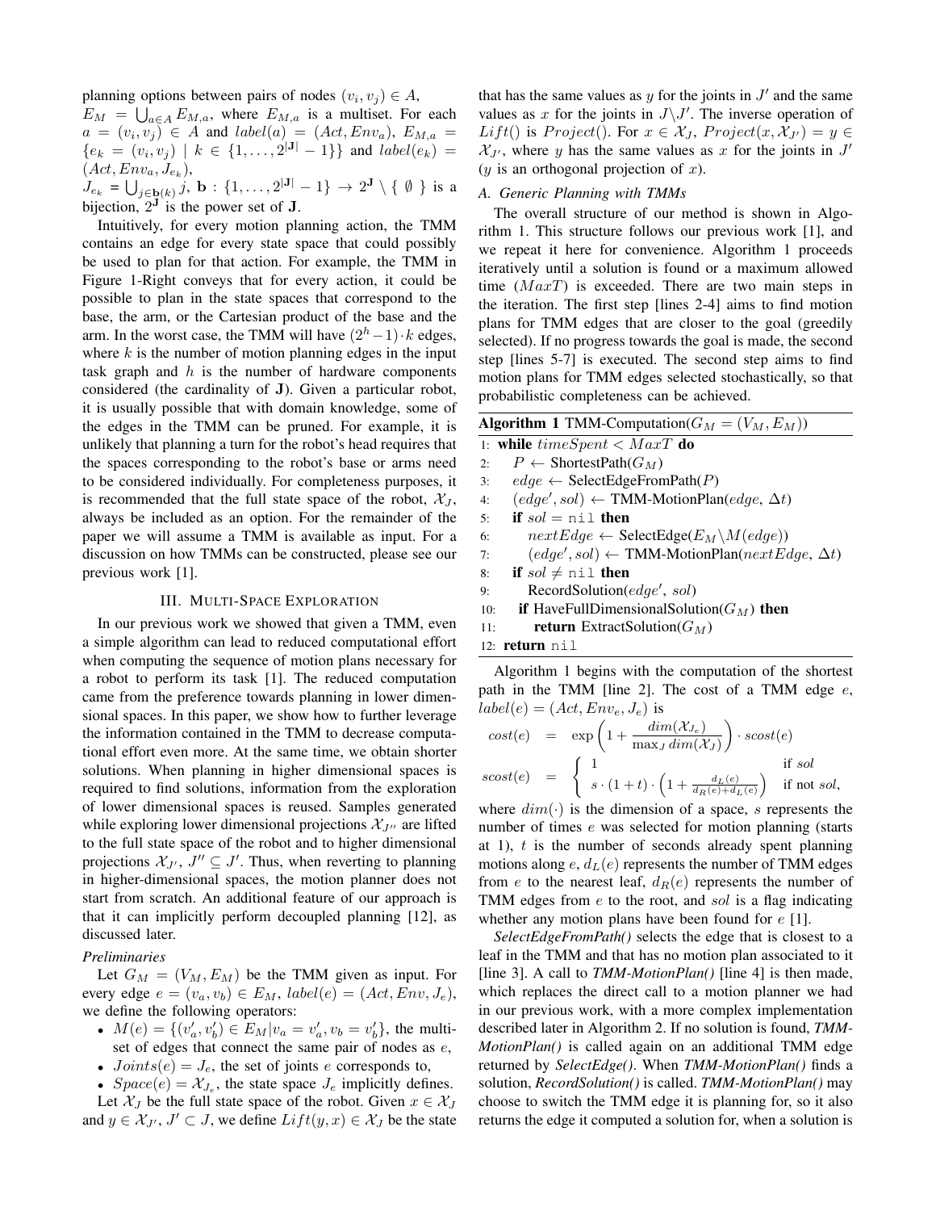planning options between pairs of nodes $(v_i, v_j) \in A$,
$E_M = \bigcup_{a \in A} E_{M,a}$, where $E_{M,a}$ is a multiset. For each $a = (v_i, v_j) \in A$ and $label(a) = (Act, Env_a)$, $E_{M,a} = \{e_k = (v_i, v_j) \mid k \in \{1, \ldots, 2^{|\mathbf{J}|} - 1\}\}$ and $label(e_k) = (Act, Env_a, J_{e_k})$,
$J_{e_k} = \bigcup_{j \in \mathbf{b}(k)} j$, $\mathbf{b} : \{1, \ldots, 2^{|\mathbf{J}|} - 1\} \rightarrow 2^{\mathbf{J}} \setminus \{\emptyset\}$ is a bijection, $2^{\mathbf{J}}$ is the power set of $\mathbf{J}$.

Intuitively, for every motion planning action, the TMM contains an edge for every state space that could possibly be used to plan for that action. For example, the TMM in Figure 1-Right conveys that for every action, it could be possible to plan in the state spaces that correspond to the base, the arm, or the Cartesian product of the base and the arm. In the worst case, the TMM will have $(2^h - 1) \cdot k$ edges, where $k$ is the number of motion planning edges in the input task graph and $h$ is the number of hardware components considered (the cardinality of $\mathbf{J}$). Given a particular robot, it is usually possible that with domain knowledge, some of the edges in the TMM can be pruned. For example, it is unlikely that planning a turn for the robot's head requires that the spaces corresponding to the robot's base or arms need to be considered individually. For completeness purposes, it is recommended that the full state space of the robot, $\mathcal{X}_J$, always be included as an option. For the remainder of the paper we will assume a TMM is available as input. For a discussion on how TMMs can be constructed, please see our previous work [1].

## III. Multi-Space Exploration

In our previous work we showed that given a TMM, even a simple algorithm can lead to reduced computational effort when computing the sequence of motion plans necessary for a robot to perform its task [1]. The reduced computation came from the preference towards planning in lower dimensional spaces. In this paper, we show how to further leverage the information contained in the TMM to decrease computational effort even more. At the same time, we obtain shorter solutions. When planning in higher dimensional spaces is required to find solutions, information from the exploration of lower dimensional spaces is reused. Samples generated while exploring lower dimensional projections $\mathcal{X}_{J''}$ are lifted to the full state space of the robot and to higher dimensional projections $\mathcal{X}_{J'}$, $J'' \subseteq J'$. Thus, when reverting to planning in higher-dimensional spaces, the motion planner does not start from scratch. An additional feature of our approach is that it can implicitly perform decoupled planning [12], as discussed later.

### *Preliminaries*

Let $G_M = (V_M, E_M)$ be the TMM given as input. For every edge $e = (v_a, v_b) \in E_M$, $label(e) = (Act, Env, J_e)$, we define the following operators:

- $M(e) = \{(v'_a, v'_b) \in E_M | v_a = v'_a, v_b = v'_b\}$, the multiset of edges that connect the same pair of nodes as $e$,
- $Joints(e) = J_e$, the set of joints $e$ corresponds to,
- $Space(e) = \mathcal{X}_{J_e}$, the state space $J_e$ implicitly defines.

Let $\mathcal{X}_J$ be the full state space of the robot. Given $x \in \mathcal{X}_J$ and $y \in \mathcal{X}_{J'}$, $J' \subset J$, we define $Lift(y, x) \in \mathcal{X}_J$ be the state that has the same values as $y$ for the joints in $J'$ and the same values as $x$ for the joints in $J \backslash J'$. The inverse operation of $Lift()$ is $Project()$. For $x \in \mathcal{X}_J$, $Project(x, \mathcal{X}_{J'}) = y \in \mathcal{X}_{J'}$, where $y$ has the same values as $x$ for the joints in $J'$ ($y$ is an orthogonal projection of $x$).

### *A. Generic Planning with TMMs*

The overall structure of our method is shown in Algorithm 1. This structure follows our previous work [1], and we repeat it here for convenience. Algorithm 1 proceeds iteratively until a solution is found or a maximum allowed time ($MaxT$) is exceeded. There are two main steps in the iteration. The first step [lines 2-4] aims to find motion plans for TMM edges that are closer to the goal (greedily selected). If no progress towards the goal is made, the second step [lines 5-7] is executed. The second step aims to find motion plans for TMM edges selected stochastically, so that probabilistic completeness can be achieved.

**Algorithm 1** TMM-Computation($G_M = (V_M, E_M)$)

```
1:  while timeSpent < MaxT do
2:     P ← ShortestPath(G_M)
3:     edge ← SelectEdgeFromPath(P)
4:     (edge', sol) ← TMM-MotionPlan(edge, Δt)
5:     if sol = nil then
6:        nextEdge ← SelectEdge(E_M \ M(edge))
7:        (edge', sol) ← TMM-MotionPlan(nextEdge, Δt)
8:     if sol ≠ nil then
9:        RecordSolution(edge', sol)
10:    if HaveFullDimensionalSolution(G_M) then
11:       return ExtractSolution(G_M)
12: return nil
```

Algorithm 1 begins with the computation of the shortest path in the TMM [line 2]. The cost of a TMM edge $e$, $label(e) = (Act, Env_e, J_e)$ is

$$cost(e) = \exp\left(1 + \frac{dim(\mathcal{X}_{J_e})}{\max_J dim(\mathcal{X}_J)}\right) \cdot scost(e)$$

$$scost(e) = \begin{cases} 1 & \text{if } sol \\ s \cdot (1+t) \cdot \left(1 + \frac{d_L(e)}{d_R(e) + d_L(e)}\right) & \text{if not } sol, \end{cases}$$

where $dim(\cdot)$ is the dimension of a space, $s$ represents the number of times $e$ was selected for motion planning (starts at 1), $t$ is the number of seconds already spent planning motions along $e$, $d_L(e)$ represents the number of TMM edges from $e$ to the nearest leaf, $d_R(e)$ represents the number of TMM edges from $e$ to the root, and $sol$ is a flag indicating whether any motion plans have been found for $e$ [1].

***SelectEdgeFromPath()*** selects the edge that is closest to a leaf in the TMM and that has no motion plan associated to it [line 3]. A call to ***TMM-MotionPlan()*** [line 4] is then made, which replaces the direct call to a motion planner we had in our previous work, with a more complex implementation described later in Algorithm 2. If no solution is found, ***TMM-MotionPlan()*** is called again on an additional TMM edge returned by ***SelectEdge()***. When ***TMM-MotionPlan()*** finds a solution, ***RecordSolution()*** is called. ***TMM-MotionPlan()*** may choose to switch the TMM edge it is planning for, so it also returns the edge it computed a solution for, when a solution is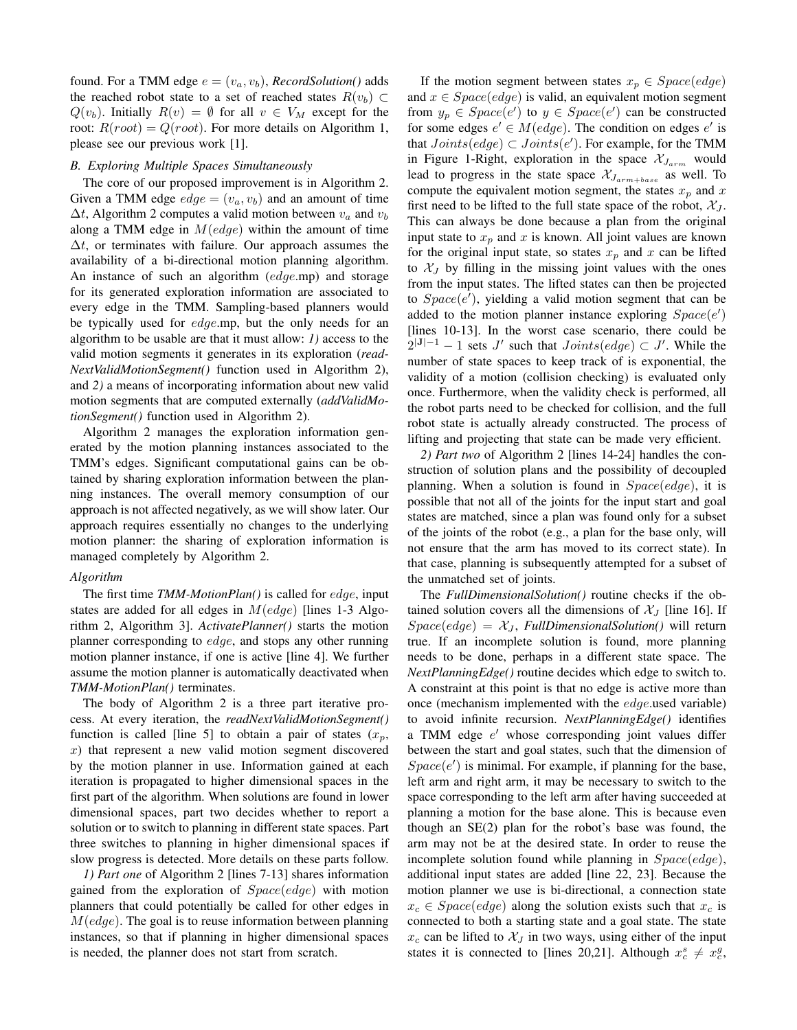found. For a TMM edge $e = (v_a, v_b)$, *RecordSolution()* adds the reached robot state to a set of reached states $R(v_b) \subset Q(v_b)$. Initially $R(v) = \emptyset$ for all $v \in V_M$ except for the root: $R(root) = Q(root)$. For more details on Algorithm 1, please see our previous work [1].

### *B. Exploring Multiple Spaces Simultaneously*

The core of our proposed improvement is in Algorithm 2. Given a TMM edge $edge = (v_a, v_b)$ and an amount of time $\Delta t$, Algorithm 2 computes a valid motion between $v_a$ and $v_b$ along a TMM edge in $M(edge)$ within the amount of time $\Delta t$, or terminates with failure. Our approach assumes the availability of a bi-directional motion planning algorithm. An instance of such an algorithm ($edge$.mp) and storage for its generated exploration information are associated to every edge in the TMM. Sampling-based planners would be typically used for $edge$.mp, but the only needs for an algorithm to be usable are that it must allow: *1)* access to the valid motion segments it generates in its exploration (*readNextValidMotionSegment()* function used in Algorithm 2), and *2)* a means of incorporating information about new valid motion segments that are computed externally (*addValidMotionSegment()* function used in Algorithm 2).

Algorithm 2 manages the exploration information generated by the motion planning instances associated to the TMM's edges. Significant computational gains can be obtained by sharing exploration information between the planning instances. The overall memory consumption of our approach is not affected negatively, as we will show later. Our approach requires essentially no changes to the underlying motion planner: the sharing of exploration information is managed completely by Algorithm 2.

#### *Algorithm*

The first time ***TMM-MotionPlan()*** is called for $edge$, input states are added for all edges in $M(edge)$ [lines 1-3 Algorithm 2, Algorithm 3]. *ActivatePlanner()* starts the motion planner corresponding to $edge$, and stops any other running motion planner instance, if one is active [line 4]. We further assume the motion planner is automatically deactivated when ***TMM-MotionPlan()*** terminates.

The body of Algorithm 2 is a three part iterative process. At every iteration, the ***readNextValidMotionSegment()*** function is called [line 5] to obtain a pair of states ($x_p$, $x$) that represent a new valid motion segment discovered by the motion planner in use. Information gained at each iteration is propagated to higher dimensional spaces in the first part of the algorithm. When solutions are found in lower dimensional spaces, part two decides whether to report a solution or to switch to planning in different state spaces. Part three switches to planning in higher dimensional spaces if slow progress is detected. More details on these parts follow.

*1) Part one* of Algorithm 2 [lines 7-13] shares information gained from the exploration of $Space(edge)$ with motion planners that could potentially be called for other edges in $M(edge)$. The goal is to reuse information between planning instances, so that if planning in higher dimensional spaces is needed, the planner does not start from scratch.

If the motion segment between states $x_p \in Space(edge)$ and $x \in Space(edge)$ is valid, an equivalent motion segment from $y_p \in Space(e')$ to $y \in Space(e')$ can be constructed for some edges $e' \in M(edge)$. The condition on edges $e'$ is that $Joints(edge) \subset Joints(e')$. For example, for the TMM in Figure 1-Right, exploration in the space $\mathcal{X}_{J_{arm}}$ would lead to progress in the state space $\mathcal{X}_{J_{arm+base}}$ as well. To compute the equivalent motion segment, the states $x_p$ and $x$ first need to be lifted to the full state space of the robot, $\mathcal{X}_J$. This can always be done because a plan from the original input state to $x_p$ and $x$ is known. All joint values are known for the original input state, so states $x_p$ and $x$ can be lifted to $\mathcal{X}_J$ by filling in the missing joint values with the ones from the input states. The lifted states can then be projected to $Space(e')$, yielding a valid motion segment that can be added to the motion planner instance exploring $Space(e')$ [lines 10-13]. In the worst case scenario, there could be $2^{|\mathbf{J}|-1} - 1$ sets $J'$ such that $Joints(edge) \subset J'$. While the number of state spaces to keep track of is exponential, the validity of a motion (collision checking) is evaluated only once. Furthermore, when the validity check is performed, all the robot parts need to be checked for collision, and the full robot state is actually already constructed. The process of lifting and projecting that state can be made very efficient.

*2) Part two* of Algorithm 2 [lines 14-24] handles the construction of solution plans and the possibility of decoupled planning. When a solution is found in $Space(edge)$, it is possible that not all of the joints for the input start and goal states are matched, since a plan was found only for a subset of the joints of the robot (e.g., a plan for the base only, will not ensure that the arm has moved to its correct state). In that case, planning is subsequently attempted for a subset of the unmatched set of joints.

The ***FullDimensionalSolution()*** routine checks if the obtained solution covers all the dimensions of $\mathcal{X}_J$ [line 16]. If $Space(edge) = \mathcal{X}_J$, *FullDimensionalSolution()* will return true. If an incomplete solution is found, more planning needs to be done, perhaps in a different state space. The *NextPlanningEdge()* routine decides which edge to switch to. A constraint at this point is that no edge is active more than once (mechanism implemented with the $edge$.used variable) to avoid infinite recursion. *NextPlanningEdge()* identifies a TMM edge $e'$ whose corresponding joint values differ between the start and goal states, such that the dimension of $Space(e')$ is minimal. For example, if planning for the base, left arm and right arm, it may be necessary to switch to the space corresponding to the left arm after having succeeded at planning a motion for the base alone. This is because even though an SE(2) plan for the robot's base was found, the arm may not be at the desired state. In order to reuse the incomplete solution found while planning in $Space(edge)$, additional input states are added [line 22, 23]. Because the motion planner we use is bi-directional, a connection state $x_c \in Space(edge)$ along the solution exists such that $x_c$ is connected to both a starting state and a goal state. The state $x_c$ can be lifted to $\mathcal{X}_J$ in two ways, using either of the input states it is connected to [lines 20,21]. Although $x_c^s \neq x_c^g$,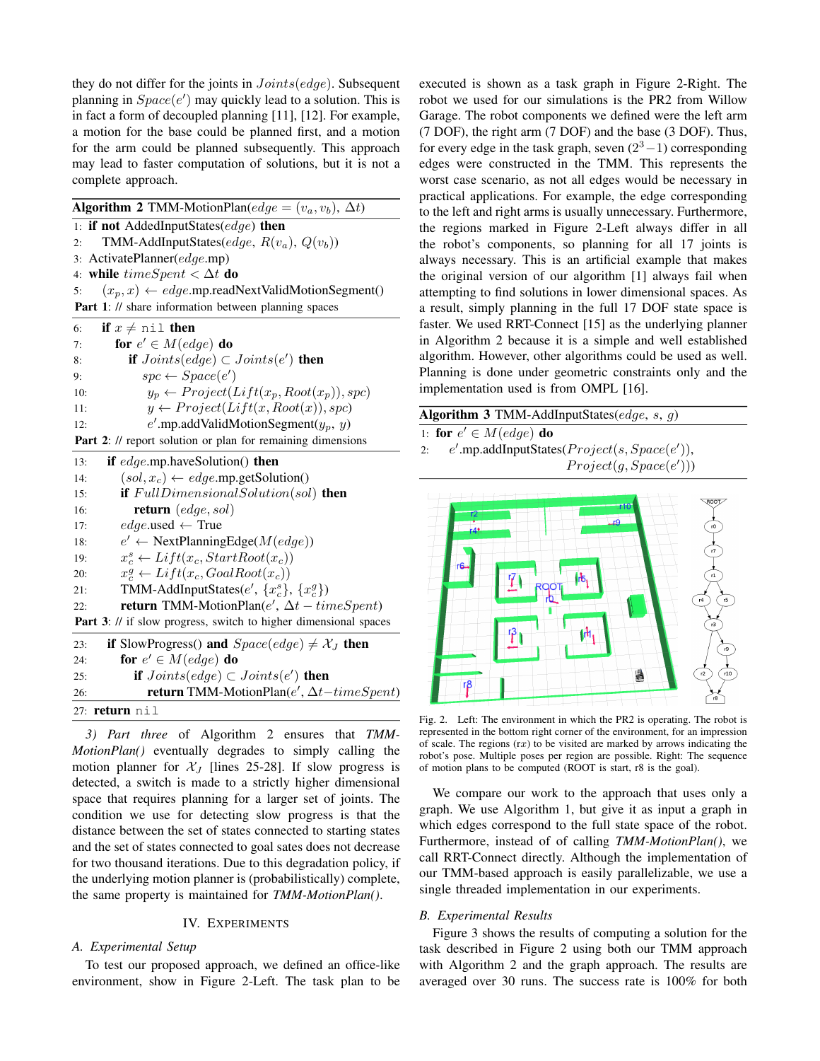they do not differ for the joints in $Joints(edge)$. Subsequent planning in $Space(e')$ may quickly lead to a solution. This is in fact a form of decoupled planning [11], [12]. For example, a motion for the base could be planned first, and a motion for the arm could be planned subsequently. This approach may lead to faster computation of solutions, but it is not a complete approach.

**Algorithm 2** TMM-MotionPlan($edge = (v_a, v_b)$, $\Delta t$)

```
1:  if not AddedInputStates(edge) then
2:      TMM-AddInputStates(edge, R(v_a), Q(v_b))
3:  ActivatePlanner(edge.mp)
4:  while timeSpent < Δt do
5:      (x_p, x) ← edge.mp.readNextValidMotionSegment()
Part 1: // share information between planning spaces
6:      if x ≠ nil then
7:          for e' ∈ M(edge) do
8:              if Joints(edge) ⊂ Joints(e') then
9:                  spc ← Space(e')
10:                 y_p ← Project(Lift(x_p, Root(x_p)), spc)
11:                 y ← Project(Lift(x, Root(x)), spc)
12:                 e'.mp.addValidMotionSegment(y_p, y)
Part 2: // report solution or plan for remaining dimensions
13:     if edge.mp.haveSolution() then
14:         (sol, x_c) ← edge.mp.getSolution()
15:         if FullDimensionalSolution(sol) then
16:             return (edge, sol)
17:         edge.used ← True
18:         e' ← NextPlanningEdge(M(edge))
19:         x_c^s ← Lift(x_c, StartRoot(x_c))
20:         x_c^g ← Lift(x_c, GoalRoot(x_c))
21:         TMM-AddInputStates(e', {x_c^s}, {x_c^g})
22:         return TMM-MotionPlan(e', Δt − timeSpent)
Part 3: // if slow progress, switch to higher dimensional spaces
23:     if SlowProgress() and Space(edge) ≠ X_J then
24:         for e' ∈ M(edge) do
25:             if Joints(edge) ⊂ Joints(e') then
26:                 return TMM-MotionPlan(e', Δt−timeSpent)
27: return nil
```

*3) Part three* of Algorithm 2 ensures that *TMM-MotionPlan()* eventually degrades to simply calling the motion planner for $\mathcal{X}_J$ [lines 25-28]. If slow progress is detected, a switch is made to a strictly higher dimensional space that requires planning for a larger set of joints. The condition we use for detecting slow progress is that the distance between the set of states connected to starting states and the set of states connected to goal sates does not decrease for two thousand iterations. Due to this degradation policy, if the underlying motion planner is (probabilistically) complete, the same property is maintained for *TMM-MotionPlan()*.

## IV. Experiments

### A. Experimental Setup

To test our proposed approach, we defined an office-like environment, show in Figure 2-Left. The task plan to be executed is shown as a task graph in Figure 2-Right. The robot we used for our simulations is the PR2 from Willow Garage. The robot components we defined were the left arm (7 DOF), the right arm (7 DOF) and the base (3 DOF). Thus, for every edge in the task graph, seven $(2^3-1)$ corresponding edges were constructed in the TMM. This represents the worst case scenario, as not all edges would be necessary in practical applications. For example, the edge corresponding to the left and right arms is usually unnecessary. Furthermore, the regions marked in Figure 2-Left always differ in all the robot's components, so planning for all 17 joints is always necessary. This is an artificial example that makes the original version of our algorithm [1] always fail when attempting to find solutions in lower dimensional spaces. As a result, simply planning in the full 17 DOF state space is faster. We used RRT-Connect [15] as the underlying planner in Algorithm 2 because it is a simple and well established algorithm. However, other algorithms could be used as well. Planning is done under geometric constraints only and the implementation used is from OMPL [16].

**Algorithm 3** TMM-AddInputStates($edge$, $s$, $g$)

```
1: for e' ∈ M(edge) do
2:     e'.mp.addInputStates(Project(s, Space(e')),
                            Project(g, Space(e')))
```

Fig. 2. Left: The environment in which the PR2 is operating. The robot is represented in the bottom right corner of the environment, for an impression of scale. The regions ($rx$) to be visited are marked by arrows indicating the robot's pose. Multiple poses per region are possible. Right: The sequence of motion plans to be computed (ROOT is start, r8 is the goal).

We compare our work to the approach that uses only a graph. We use Algorithm 1, but give it as input a graph in which edges correspond to the full state space of the robot. Furthermore, instead of of calling *TMM-MotionPlan()*, we call RRT-Connect directly. Although the implementation of our TMM-based approach is easily parallelizable, we use a single threaded implementation in our experiments.

### B. Experimental Results

Figure 3 shows the results of computing a solution for the task described in Figure 2 using both our TMM approach with Algorithm 2 and the graph approach. The results are averaged over 30 runs. The success rate is 100% for both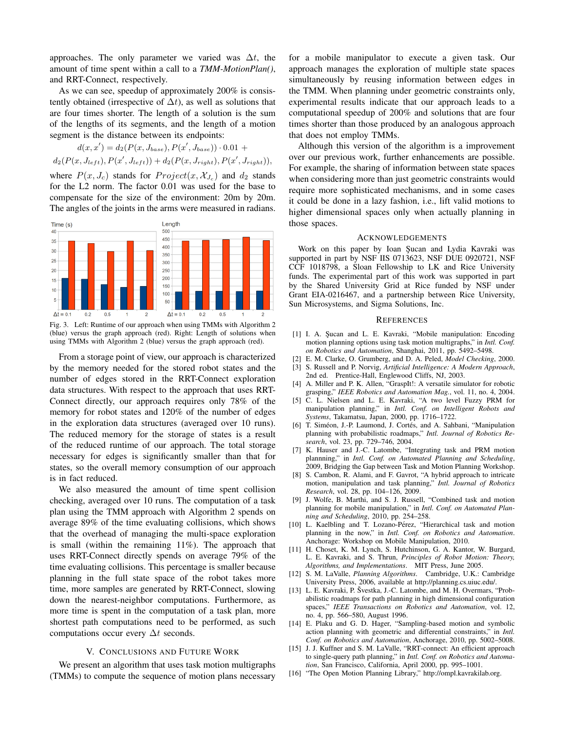approaches. The only parameter we varied was $\Delta t$, the amount of time spent within a call to a *TMM-MotionPlan()*, and RRT-Connect, respectively.

As we can see, speedup of approximately 200% is consistently obtained (irrespective of $\Delta t$), as well as solutions that are four times shorter. The length of a solution is the sum of the lengths of its segments, and the length of a motion segment is the distance between its endpoints:

$$d(x, x') = d_2(P(x, J_{base}), P(x', J_{base})) \cdot 0.01 +$$
$$d_2(P(x, J_{left}), P(x', J_{left})) + d_2(P(x, J_{right}), P(x', J_{right})),$$

where $P(x, J_c)$ stands for $Project(x, \mathcal{X}_{J_c})$ and $d_2$ stands for the L2 norm. The factor 0.01 was used for the base to compensate for the size of the environment: 20m by 20m. The angles of the joints in the arms were measured in radians.

Time (s)
40
35
30
25
20
15
10
5
$\Delta t$ = 0.1 0.2 0.5 1 2

Length
500
450
400
350
300
250
200
150
100
50
$\Delta t$ = 0.1 0.2 0.5 1 2

Fig. 3. Left: Runtime of our approach when using TMMs with Algorithm 2 (blue) versus the graph approach (red). Right: Length of solutions when using TMMs with Algorithm 2 (blue) versus the graph approach (red).

From a storage point of view, our approach is characterized by the memory needed for the stored robot states and the number of edges stored in the RRT-Connect exploration data structures. With respect to the approach that uses RRT-Connect directly, our approach requires only 78% of the memory for robot states and 120% of the number of edges in the exploration data structures (averaged over 10 runs). The reduced memory for the storage of states is a result of the reduced runtime of our approach. The total storage necessary for edges is significantly smaller than that for states, so the overall memory consumption of our approach is in fact reduced.

We also measured the amount of time spent collision checking, averaged over 10 runs. The computation of a task plan using the TMM approach with Algorithm 2 spends on average 89% of the time evaluating collisions, which shows that the overhead of managing the multi-space exploration is small (within the remaining 11%). The approach that uses RRT-Connect directly spends on average 79% of the time evaluating collisions. This percentage is smaller because planning in the full state space of the robot takes more time, more samples are generated by RRT-Connect, slowing down the nearest-neighbor computations. Furthermore, as more time is spent in the computation of a task plan, more shortest path computations need to be performed, as such computations occur every $\Delta t$ seconds.

## V. Conclusions and Future Work

We present an algorithm that uses task motion multigraphs (TMMs) to compute the sequence of motion plans necessary for a mobile manipulator to execute a given task. Our approach manages the exploration of multiple state spaces simultaneously by reusing information between edges in the TMM. When planning under geometric constraints only, experimental results indicate that our approach leads to a computational speedup of 200% and solutions that are four times shorter than those produced by an analogous approach that does not employ TMMs.

Although this version of the algorithm is a improvement over our previous work, further enhancements are possible. For example, the sharing of information between state spaces when considering more than just geometric constraints would require more sophisticated mechanisms, and in some cases it could be done in a lazy fashion, i.e., lift valid motions to higher dimensional spaces only when actually planning in those spaces.

## Acknowledgements

Work on this paper by Ioan Şucan and Lydia Kavraki was supported in part by NSF IIS 0713623, NSF DUE 0920721, NSF CCF 1018798, a Sloan Fellowship to LK and Rice University funds. The experimental part of this work was supported in part by the Shared University Grid at Rice funded by NSF under Grant EIA-0216467, and a partnership between Rice University, Sun Microsystems, and Sigma Solutions, Inc.

## References

[1] I. A. Şucan and L. E. Kavraki, "Mobile manipulation: Encoding motion planning options using task motion multigraphs," in *Intl. Conf. on Robotics and Automation*, Shanghai, 2011, pp. 5492–5498.

[2] E. M. Clarke, O. Grumberg, and D. A. Peled, *Model Checking*, 2000.

[3] S. Russell and P. Norvig, *Artificial Intelligence: A Modern Approach*, 2nd ed. Prentice-Hall, Englewood Cliffs, NJ, 2003.

[4] A. Miller and P. K. Allen, "GraspIt!: A versatile simulator for robotic grasping," *IEEE Robotics and Automation Mag.*, vol. 11, no. 4, 2004.

[5] C. L. Nielsen and L. E. Kavraki, "A two level Fuzzy PRM for manipulation planning," in *Intl. Conf. on Intelligent Robots and Systems*, Takamatsu, Japan, 2000, pp. 1716–1722.

[6] T. Siméon, J.-P. Laumond, J. Cortés, and A. Sahbani, "Manipulation planning with probabilistic roadmaps," *Intl. Journal of Robotics Research*, vol. 23, pp. 729–746, 2004.

[7] K. Hauser and J.-C. Latombe, "Integrating task and PRM motion plannning," in *Intl. Conf. on Automated Planning and Scheduling*, 2009, Bridging the Gap between Task and Motion Planning Workshop.

[8] S. Cambon, R. Alami, and F. Gavrot, "A hybrid approach to intricate motion, manipulation and task planning," *Intl. Journal of Robotics Research*, vol. 28, pp. 104–126, 2009.

[9] J. Wolfe, B. Marthi, and S. J. Russell, "Combined task and motion planning for mobile manipulation," in *Intl. Conf. on Automated Planning and Scheduling*, 2010, pp. 254–258.

[10] L. Kaelbling and T. Lozano-Pérez, "Hierarchical task and motion planning in the now," in *Intl. Conf. on Robotics and Automation*. Anchorage: Workshop on Mobile Manipulation, 2010.

[11] H. Choset, K. M. Lynch, S. Hutchinson, G. A. Kantor, W. Burgard, L. E. Kavraki, and S. Thrun, *Principles of Robot Motion: Theory, Algorithms, and Implementations*. MIT Press, June 2005.

[12] S. M. LaValle, *Planning Algorithms*. Cambridge, U.K.: Cambridge University Press, 2006, available at http://planning.cs.uiuc.edu/.

[13] L. E. Kavraki, P. Švestka, J.-C. Latombe, and M. H. Overmars, "Probabilistic roadmaps for path planning in high dimensional configuration spaces," *IEEE Transactions on Robotics and Automation*, vol. 12, no. 4, pp. 566–580, August 1996.

[14] E. Plaku and G. D. Hager, "Sampling-based motion and symbolic action planning with geometric and differential constraints," in *Intl. Conf. on Robotics and Automation*, Anchorage, 2010, pp. 5002–5008.

[15] J. J. Kuffner and S. M. LaValle, "RRT-connect: An efficient approach to single-query path planning," in *Intl. Conf. on Robotics and Automation*, San Francisco, California, April 2000, pp. 995–1001.

[16] "The Open Motion Planning Library," http://ompl.kavrakilab.org.